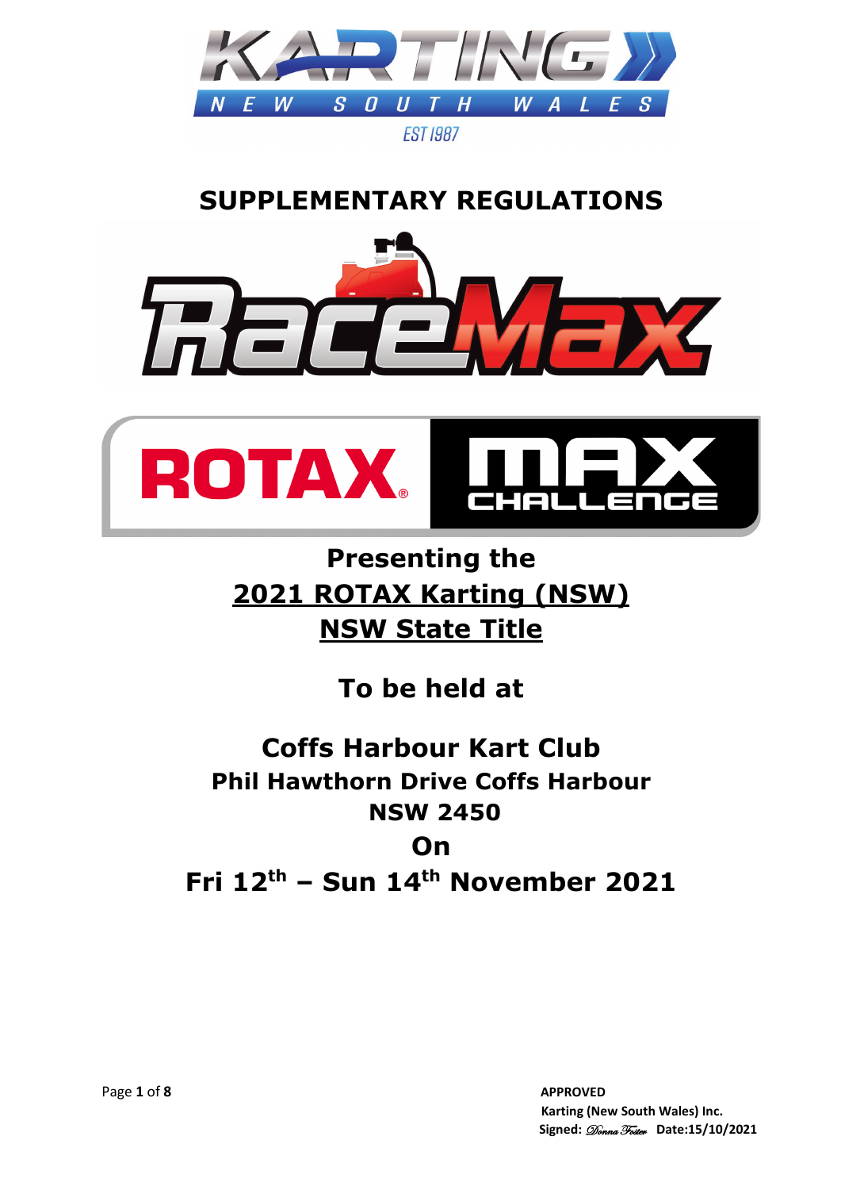KARTING NEW SOUTH WALES

EST 1987

# SUPPLEMENTARY REGULATIONS

RaceMax

ROTAX MAX CHALLENGE

## Presenting the
## 2021 ROTAX Karting (NSW) NSW State Title

## To be held at

## Coffs Harbour Kart Club
### Phil Hawthorn Drive Coffs Harbour
### NSW 2450
## On
## Fri 12th – Sun 14th November 2021

**APPROVED**
**Karting (New South Wales) Inc.**
**Signed:** *Donna Foster* **Date:15/10/2021**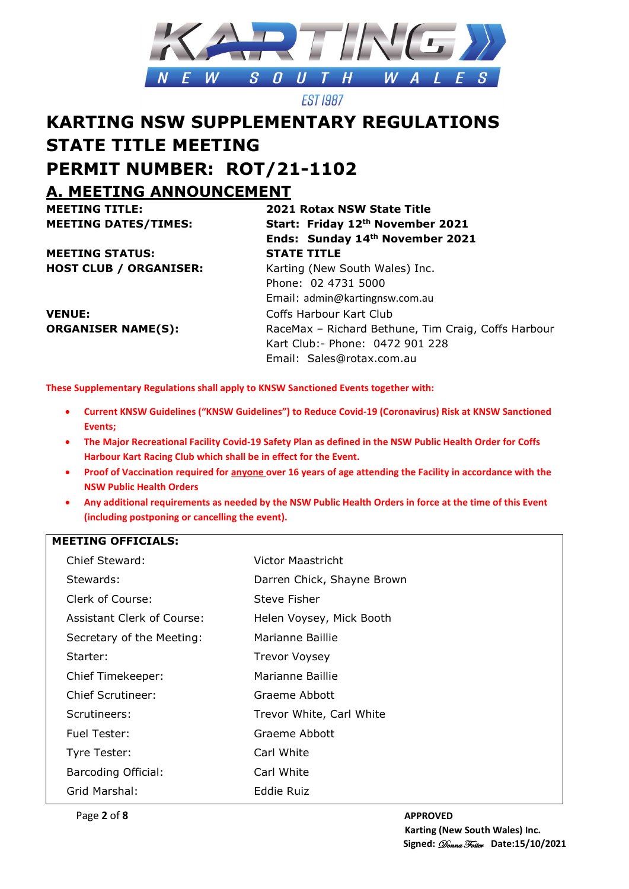# KARTING NSW SUPPLEMENTARY REGULATIONS STATE TITLE MEETING PERMIT NUMBER: ROT/21-1102

## A. MEETING ANNOUNCEMENT

| | |
|---|---|
| **MEETING TITLE:** | **2021 Rotax NSW State Title** |
| **MEETING DATES/TIMES:** | **Start: Friday 12th November 2021** |
| | **Ends: Sunday 14th November 2021** |
| **MEETING STATUS:** | **STATE TITLE** |
| **HOST CLUB / ORGANISER:** | Karting (New South Wales) Inc.<br>Phone: 02 4731 5000<br>Email: admin@kartingnsw.com.au |
| **VENUE:** | Coffs Harbour Kart Club |
| **ORGANISER NAME(S):** | RaceMax – Richard Bethune, Tim Craig, Coffs Harbour Kart Club:- Phone: 0472 901 228<br>Email: Sales@rotax.com.au |

**These Supplementary Regulations shall apply to KNSW Sanctioned Events together with:**

- **Current KNSW Guidelines ("KNSW Guidelines") to Reduce Covid-19 (Coronavirus) Risk at KNSW Sanctioned Events;**
- **The Major Recreational Facility Covid-19 Safety Plan as defined in the NSW Public Health Order for Coffs Harbour Kart Racing Club which shall be in effect for the Event.**
- **Proof of Vaccination required for anyone over 16 years of age attending the Facility in accordance with the NSW Public Health Orders**
- **Any additional requirements as needed by the NSW Public Health Orders in force at the time of this Event (including postponing or cancelling the event).**

| **MEETING OFFICIALS:** | |
|---|---|
| Chief Steward: | Victor Maastricht |
| Stewards: | Darren Chick, Shayne Brown |
| Clerk of Course: | Steve Fisher |
| Assistant Clerk of Course: | Helen Voysey, Mick Booth |
| Secretary of the Meeting: | Marianne Baillie |
| Starter: | Trevor Voysey |
| Chief Timekeeper: | Marianne Baillie |
| Chief Scrutineer: | Graeme Abbott |
| Scrutineers: | Trevor White, Carl White |
| Fuel Tester: | Graeme Abbott |
| Tyre Tester: | Carl White |
| Barcoding Official: | Carl White |
| Grid Marshal: | Eddie Ruiz |

**APPROVED**
**Karting (New South Wales) Inc.**
**Signed:** *Donna Foster* **Date:15/10/2021**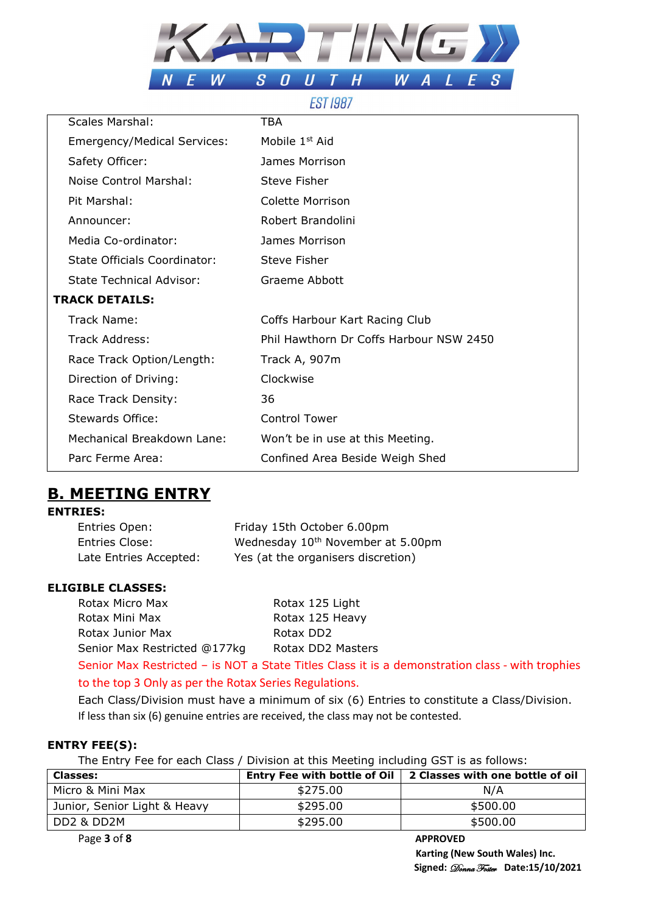| | |
|---|---|
| Scales Marshal: | TBA |
| Emergency/Medical Services: | Mobile 1st Aid |
| Safety Officer: | James Morrison |
| Noise Control Marshal: | Steve Fisher |
| Pit Marshal: | Colette Morrison |
| Announcer: | Robert Brandolini |
| Media Co-ordinator: | James Morrison |
| State Officials Coordinator: | Steve Fisher |
| State Technical Advisor: | Graeme Abbott |
| **TRACK DETAILS:** | |
| Track Name: | Coffs Harbour Kart Racing Club |
| Track Address: | Phil Hawthorn Dr Coffs Harbour NSW 2450 |
| Race Track Option/Length: | Track A, 907m |
| Direction of Driving: | Clockwise |
| Race Track Density: | 36 |
| Stewards Office: | Control Tower |
| Mechanical Breakdown Lane: | Won't be in use at this Meeting. |
| Parc Ferme Area: | Confined Area Beside Weigh Shed |

## B. MEETING ENTRY

**ENTRIES:**

Entries Open: Friday 15th October 6.00pm
Entries Close: Wednesday 10th November at 5.00pm
Late Entries Accepted: Yes (at the organisers discretion)

**ELIGIBLE CLASSES:**

| | |
|---|---|
| Rotax Micro Max | Rotax 125 Light |
| Rotax Mini Max | Rotax 125 Heavy |
| Rotax Junior Max | Rotax DD2 |
| Senior Max Restricted @177kg | Rotax DD2 Masters |

Senior Max Restricted – is NOT a State Titles Class it is a demonstration class - with trophies to the top 3 Only as per the Rotax Series Regulations.

Each Class/Division must have a minimum of six (6) Entries to constitute a Class/Division. If less than six (6) genuine entries are received, the class may not be contested.

**ENTRY FEE(S):**

The Entry Fee for each Class / Division at this Meeting including GST is as follows:

| Classes: | Entry Fee with bottle of Oil | 2 Classes with one bottle of oil |
|---|---|---|
| Micro & Mini Max | $275.00 | N/A |
| Junior, Senior Light & Heavy | $295.00 | $500.00 |
| DD2 & DD2M | $295.00 | $500.00 |

APPROVED
Karting (New South Wales) Inc.
Signed: Donna Foster Date:15/10/2021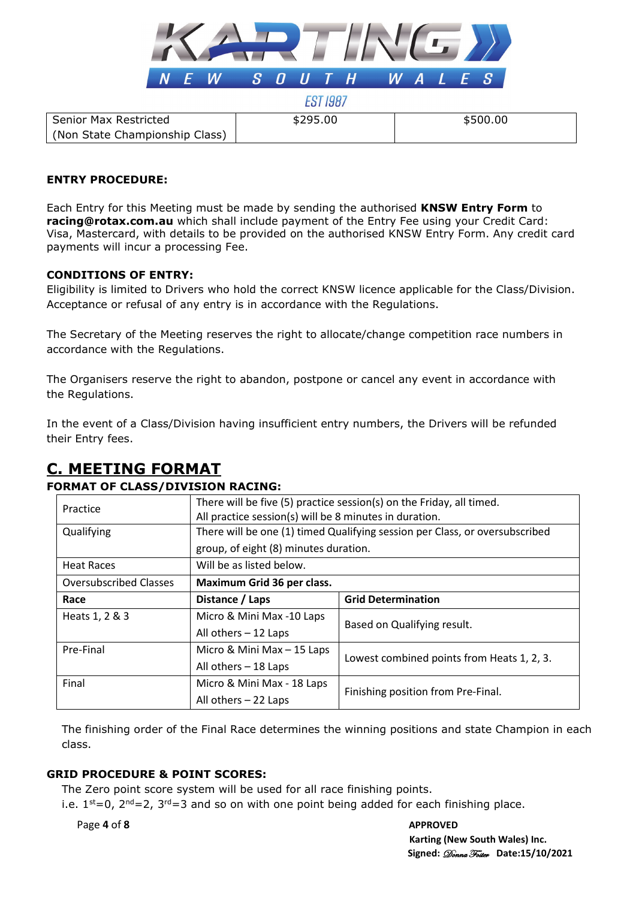| Senior Max Restricted (Non State Championship Class) | $295.00 | $500.00 |
|---|---|---|

**ENTRY PROCEDURE:**

Each Entry for this Meeting must be made by sending the authorised **KNSW Entry Form** to **racing@rotax.com.au** which shall include payment of the Entry Fee using your Credit Card: Visa, Mastercard, with details to be provided on the authorised KNSW Entry Form. Any credit card payments will incur a processing Fee.

**CONDITIONS OF ENTRY:**

Eligibility is limited to Drivers who hold the correct KNSW licence applicable for the Class/Division. Acceptance or refusal of any entry is in accordance with the Regulations.

The Secretary of the Meeting reserves the right to allocate/change competition race numbers in accordance with the Regulations.

The Organisers reserve the right to abandon, postpone or cancel any event in accordance with the Regulations.

In the event of a Class/Division having insufficient entry numbers, the Drivers will be refunded their Entry fees.

## C. MEETING FORMAT

**FORMAT OF CLASS/DIVISION RACING:**

| Practice | There will be five (5) practice session(s) on the Friday, all timed. All practice session(s) will be 8 minutes in duration. | |
|---|---|---|
| Qualifying | There will be one (1) timed Qualifying session per Class, or oversubscribed group, of eight (8) minutes duration. | |
| Heat Races | Will be as listed below. | |
| Oversubscribed Classes | **Maximum Grid 36 per class.** | |
| **Race** | **Distance / Laps** | **Grid Determination** |
| Heats 1, 2 & 3 | Micro & Mini Max -10 Laps<br>All others – 12 Laps | Based on Qualifying result. |
| Pre-Final | Micro & Mini Max – 15 Laps<br>All others – 18 Laps | Lowest combined points from Heats 1, 2, 3. |
| Final | Micro & Mini Max - 18 Laps<br>All others – 22 Laps | Finishing position from Pre-Final. |

The finishing order of the Final Race determines the winning positions and state Champion in each class.

**GRID PROCEDURE & POINT SCORES:**

The Zero point score system will be used for all race finishing points.
i.e. 1st=0, 2nd=2, 3rd=3 and so on with one point being added for each finishing place.

APPROVED
Karting (New South Wales) Inc.
Signed: Donna Foster Date:15/10/2021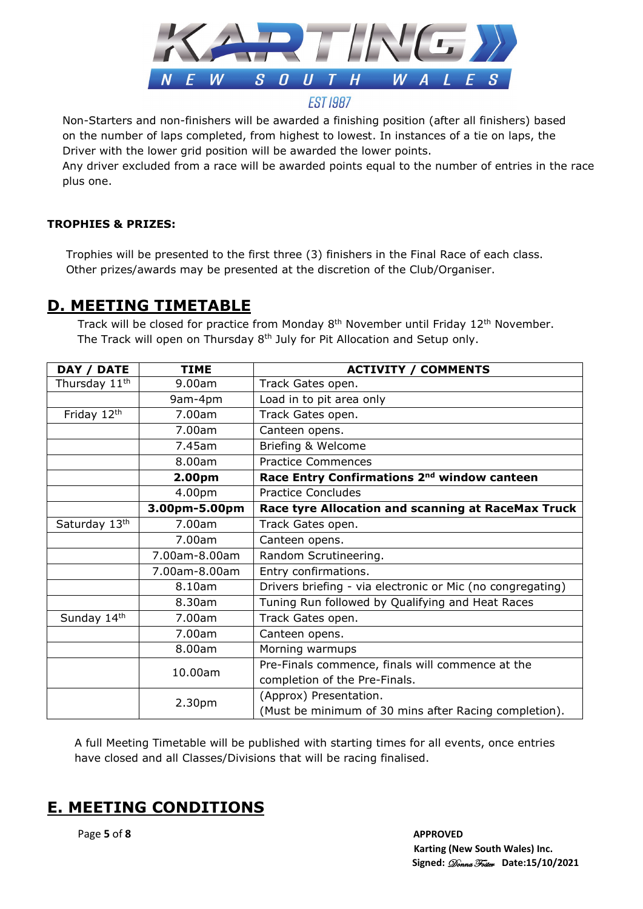Non-Starters and non-finishers will be awarded a finishing position (after all finishers) based on the number of laps completed, from highest to lowest. In instances of a tie on laps, the Driver with the lower grid position will be awarded the lower points.
Any driver excluded from a race will be awarded points equal to the number of entries in the race plus one.

**TROPHIES & PRIZES:**

Trophies will be presented to the first three (3) finishers in the Final Race of each class.
Other prizes/awards may be presented at the discretion of the Club/Organiser.

## D. MEETING TIMETABLE

Track will be closed for practice from Monday 8th November until Friday 12th November.
The Track will open on Thursday 8th July for Pit Allocation and Setup only.

| DAY / DATE | TIME | ACTIVITY / COMMENTS |
|---|---|---|
| Thursday 11th | 9.00am | Track Gates open. |
| | 9am-4pm | Load in to pit area only |
| Friday 12th | 7.00am | Track Gates open. |
| | 7.00am | Canteen opens. |
| | 7.45am | Briefing & Welcome |
| | 8.00am | Practice Commences |
| | **2.00pm** | **Race Entry Confirmations 2nd window canteen** |
| | 4.00pm | Practice Concludes |
| | **3.00pm-5.00pm** | **Race tyre Allocation and scanning at RaceMax Truck** |
| Saturday 13th | 7.00am | Track Gates open. |
| | 7.00am | Canteen opens. |
| | 7.00am-8.00am | Random Scrutineering. |
| | 7.00am-8.00am | Entry confirmations. |
| | 8.10am | Drivers briefing - via electronic or Mic (no congregating) |
| | 8.30am | Tuning Run followed by Qualifying and Heat Races |
| Sunday 14th | 7.00am | Track Gates open. |
| | 7.00am | Canteen opens. |
| | 8.00am | Morning warmups |
| | 10.00am | Pre-Finals commence, finals will commence at the completion of the Pre-Finals. |
| | 2.30pm | (Approx) Presentation. (Must be minimum of 30 mins after Racing completion). |

A full Meeting Timetable will be published with starting times for all events, once entries have closed and all Classes/Divisions that will be racing finalised.

## E. MEETING CONDITIONS

**APPROVED**
**Karting (New South Wales) Inc.**
**Signed:** *Donna Foster* **Date:15/10/2021**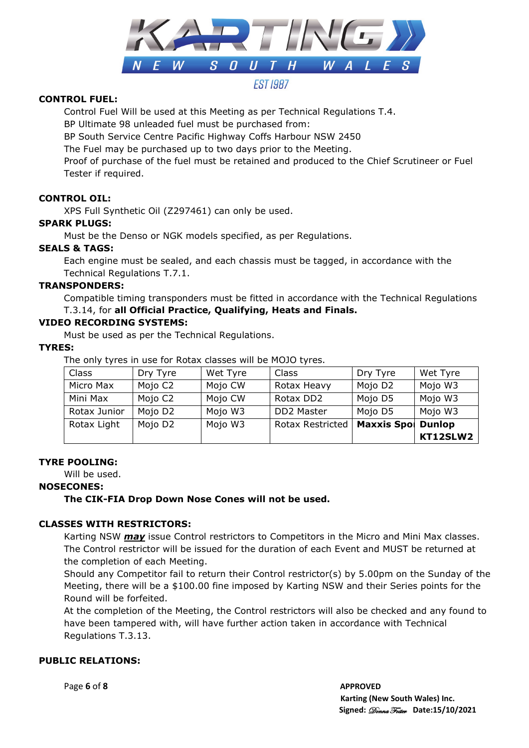**CONTROL FUEL:**

Control Fuel Will be used at this Meeting as per Technical Regulations T.4.
BP Ultimate 98 unleaded fuel must be purchased from:
BP South Service Centre Pacific Highway Coffs Harbour NSW 2450
The Fuel may be purchased up to two days prior to the Meeting.
Proof of purchase of the fuel must be retained and produced to the Chief Scrutineer or Fuel Tester if required.

**CONTROL OIL:**

XPS Full Synthetic Oil (Z297461) can only be used.

**SPARK PLUGS:**

Must be the Denso or NGK models specified, as per Regulations.

**SEALS & TAGS:**

Each engine must be sealed, and each chassis must be tagged, in accordance with the Technical Regulations T.7.1.

**TRANSPONDERS:**

Compatible timing transponders must be fitted in accordance with the Technical Regulations T.3.14, for **all Official Practice, Qualifying, Heats and Finals.**

**VIDEO RECORDING SYSTEMS:**

Must be used as per the Technical Regulations.

**TYRES:**

The only tyres in use for Rotax classes will be MOJO tyres.

| Class | Dry Tyre | Wet Tyre | Class | Dry Tyre | Wet Tyre |
|---|---|---|---|---|---|
| Micro Max | Mojo C2 | Mojo CW | Rotax Heavy | Mojo D2 | Mojo W3 |
| Mini Max | Mojo C2 | Mojo CW | Rotax DD2 | Mojo D5 | Mojo W3 |
| Rotax Junior | Mojo D2 | Mojo W3 | DD2 Master | Mojo D5 | Mojo W3 |
| Rotax Light | Mojo D2 | Mojo W3 | Rotax Restricted | **Maxxis Spo** | **Dunlop KT12SLW2** |

**TYRE POOLING:**

Will be used.

**NOSECONES:**

**The CIK-FIA Drop Down Nose Cones will not be used.**

**CLASSES WITH RESTRICTORS:**

Karting NSW ***may*** issue Control restrictors to Competitors in the Micro and Mini Max classes.
The Control restrictor will be issued for the duration of each Event and MUST be returned at the completion of each Meeting.
Should any Competitor fail to return their Control restrictor(s) by 5.00pm on the Sunday of the Meeting, there will be a $100.00 fine imposed by Karting NSW and their Series points for the Round will be forfeited.
At the completion of the Meeting, the Control restrictors will also be checked and any found to have been tampered with, will have further action taken in accordance with Technical Regulations T.3.13.

**PUBLIC RELATIONS:**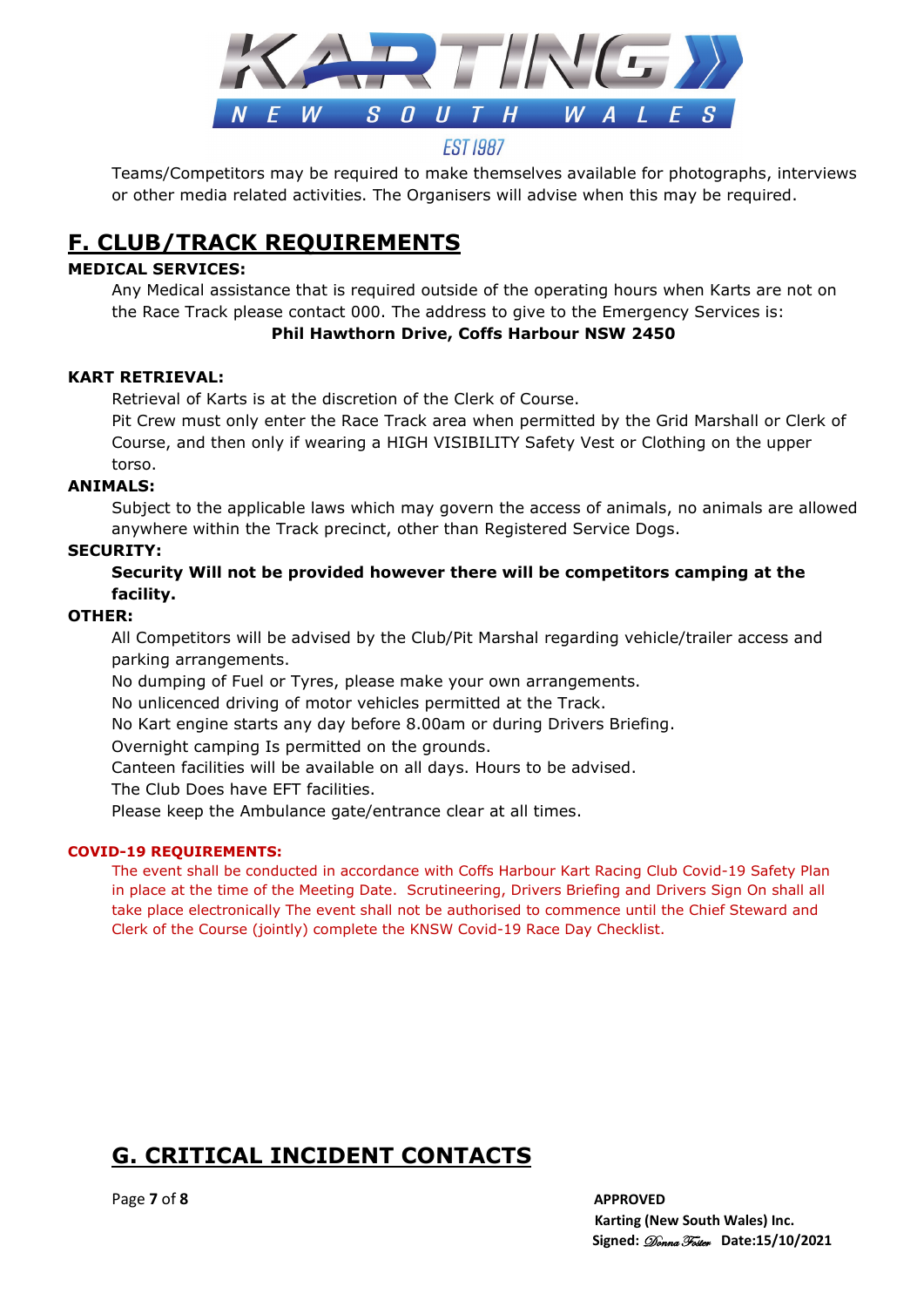Teams/Competitors may be required to make themselves available for photographs, interviews or other media related activities. The Organisers will advise when this may be required.

## F. CLUB/TRACK REQUIREMENTS

**MEDICAL SERVICES:**

Any Medical assistance that is required outside of the operating hours when Karts are not on the Race Track please contact 000. The address to give to the Emergency Services is:

**Phil Hawthorn Drive, Coffs Harbour NSW 2450**

**KART RETRIEVAL:**

Retrieval of Karts is at the discretion of the Clerk of Course.

Pit Crew must only enter the Race Track area when permitted by the Grid Marshall or Clerk of Course, and then only if wearing a HIGH VISIBILITY Safety Vest or Clothing on the upper torso.

**ANIMALS:**

Subject to the applicable laws which may govern the access of animals, no animals are allowed anywhere within the Track precinct, other than Registered Service Dogs.

**SECURITY:**

**Security Will not be provided however there will be competitors camping at the facility.**

**OTHER:**

All Competitors will be advised by the Club/Pit Marshal regarding vehicle/trailer access and parking arrangements.

No dumping of Fuel or Tyres, please make your own arrangements.

No unlicenced driving of motor vehicles permitted at the Track.

No Kart engine starts any day before 8.00am or during Drivers Briefing.

Overnight camping Is permitted on the grounds.

Canteen facilities will be available on all days. Hours to be advised.

The Club Does have EFT facilities.

Please keep the Ambulance gate/entrance clear at all times.

**COVID-19 REQUIREMENTS:**

The event shall be conducted in accordance with Coffs Harbour Kart Racing Club Covid-19 Safety Plan in place at the time of the Meeting Date. Scrutineering, Drivers Briefing and Drivers Sign On shall all take place electronically The event shall not be authorised to commence until the Chief Steward and Clerk of the Course (jointly) complete the KNSW Covid-19 Race Day Checklist.

## G. CRITICAL INCIDENT CONTACTS

**APPROVED**
**Karting (New South Wales) Inc.**
**Signed:** *Donna Foster* **Date:15/10/2021**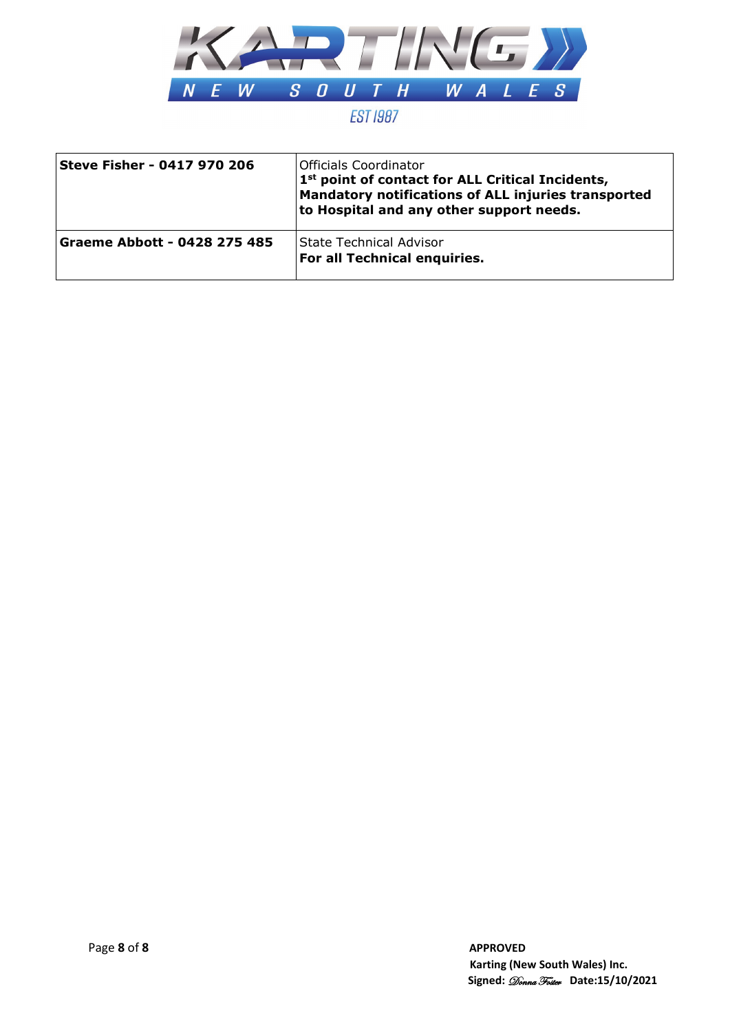| | |
|---|---|
| **Steve Fisher - 0417 970 206** | Officials Coordinator **1st point of contact for ALL Critical Incidents, Mandatory notifications of ALL injuries transported to Hospital and any other support needs.** |
| **Graeme Abbott - 0428 275 485** | State Technical Advisor **For all Technical enquiries.** |

**APPROVED**
**Karting (New South Wales) Inc.**
**Signed:** *Donna Foster* **Date:15/10/2021**